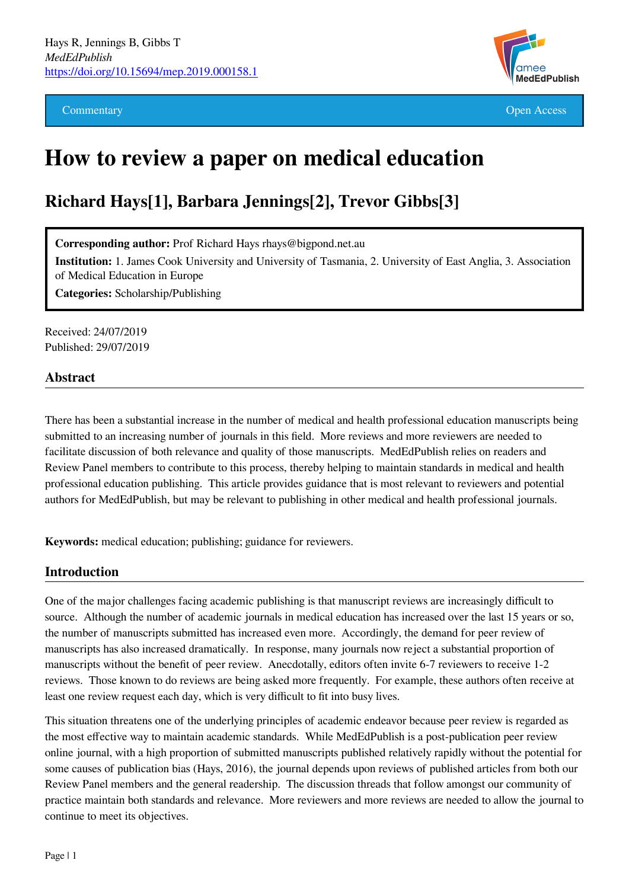Hays R, Jennings B, Gibbs T
*MedEdPublish*
https://doi.org/10.15694/mep.2019.000158.1

Commentary | Open Access

# How to review a paper on medical education

## Richard Hays[1], Barbara Jennings[2], Trevor Gibbs[3]

**Corresponding author:** Prof Richard Hays rhays@bigpond.net.au
**Institution:** 1. James Cook University and University of Tasmania, 2. University of East Anglia, 3. Association of Medical Education in Europe
**Categories:** Scholarship/Publishing

Received: 24/07/2019
Published: 29/07/2019

## Abstract

There has been a substantial increase in the number of medical and health professional education manuscripts being submitted to an increasing number of journals in this field. More reviews and more reviewers are needed to facilitate discussion of both relevance and quality of those manuscripts. MedEdPublish relies on readers and Review Panel members to contribute to this process, thereby helping to maintain standards in medical and health professional education publishing. This article provides guidance that is most relevant to reviewers and potential authors for MedEdPublish, but may be relevant to publishing in other medical and health professional journals.

**Keywords:** medical education; publishing; guidance for reviewers.

## Introduction

One of the major challenges facing academic publishing is that manuscript reviews are increasingly difficult to source. Although the number of academic journals in medical education has increased over the last 15 years or so, the number of manuscripts submitted has increased even more. Accordingly, the demand for peer review of manuscripts has also increased dramatically. In response, many journals now reject a substantial proportion of manuscripts without the benefit of peer review. Anecdotally, editors often invite 6-7 reviewers to receive 1-2 reviews. Those known to do reviews are being asked more frequently. For example, these authors often receive at least one review request each day, which is very difficult to fit into busy lives.

This situation threatens one of the underlying principles of academic endeavor because peer review is regarded as the most effective way to maintain academic standards. While MedEdPublish is a post-publication peer review online journal, with a high proportion of submitted manuscripts published relatively rapidly without the potential for some causes of publication bias (Hays, 2016), the journal depends upon reviews of published articles from both our Review Panel members and the general readership. The discussion threads that follow amongst our community of practice maintain both standards and relevance. More reviewers and more reviews are needed to allow the journal to continue to meet its objectives.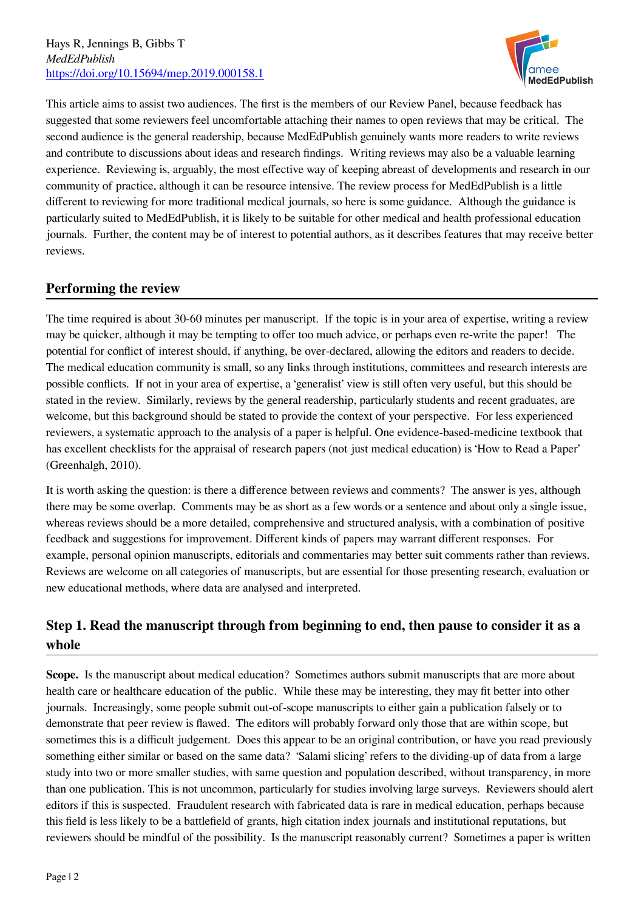This article aims to assist two audiences. The first is the members of our Review Panel, because feedback has suggested that some reviewers feel uncomfortable attaching their names to open reviews that may be critical. The second audience is the general readership, because MedEdPublish genuinely wants more readers to write reviews and contribute to discussions about ideas and research findings. Writing reviews may also be a valuable learning experience. Reviewing is, arguably, the most effective way of keeping abreast of developments and research in our community of practice, although it can be resource intensive. The review process for MedEdPublish is a little different to reviewing for more traditional medical journals, so here is some guidance. Although the guidance is particularly suited to MedEdPublish, it is likely to be suitable for other medical and health professional education journals. Further, the content may be of interest to potential authors, as it describes features that may receive better reviews.

## Performing the review

The time required is about 30-60 minutes per manuscript. If the topic is in your area of expertise, writing a review may be quicker, although it may be tempting to offer too much advice, or perhaps even re-write the paper! The potential for conflict of interest should, if anything, be over-declared, allowing the editors and readers to decide. The medical education community is small, so any links through institutions, committees and research interests are possible conflicts. If not in your area of expertise, a 'generalist' view is still often very useful, but this should be stated in the review. Similarly, reviews by the general readership, particularly students and recent graduates, are welcome, but this background should be stated to provide the context of your perspective. For less experienced reviewers, a systematic approach to the analysis of a paper is helpful. One evidence-based-medicine textbook that has excellent checklists for the appraisal of research papers (not just medical education) is 'How to Read a Paper' (Greenhalgh, 2010).

It is worth asking the question: is there a difference between reviews and comments? The answer is yes, although there may be some overlap. Comments may be as short as a few words or a sentence and about only a single issue, whereas reviews should be a more detailed, comprehensive and structured analysis, with a combination of positive feedback and suggestions for improvement. Different kinds of papers may warrant different responses. For example, personal opinion manuscripts, editorials and commentaries may better suit comments rather than reviews. Reviews are welcome on all categories of manuscripts, but are essential for those presenting research, evaluation or new educational methods, where data are analysed and interpreted.

## Step 1. Read the manuscript through from beginning to end, then pause to consider it as a whole

**Scope.** Is the manuscript about medical education? Sometimes authors submit manuscripts that are more about health care or healthcare education of the public. While these may be interesting, they may fit better into other journals. Increasingly, some people submit out-of-scope manuscripts to either gain a publication falsely or to demonstrate that peer review is flawed. The editors will probably forward only those that are within scope, but sometimes this is a difficult judgement. Does this appear to be an original contribution, or have you read previously something either similar or based on the same data? 'Salami slicing' refers to the dividing-up of data from a large study into two or more smaller studies, with same question and population described, without transparency, in more than one publication. This is not uncommon, particularly for studies involving large surveys. Reviewers should alert editors if this is suspected. Fraudulent research with fabricated data is rare in medical education, perhaps because this field is less likely to be a battlefield of grants, high citation index journals and institutional reputations, but reviewers should be mindful of the possibility. Is the manuscript reasonably current? Sometimes a paper is written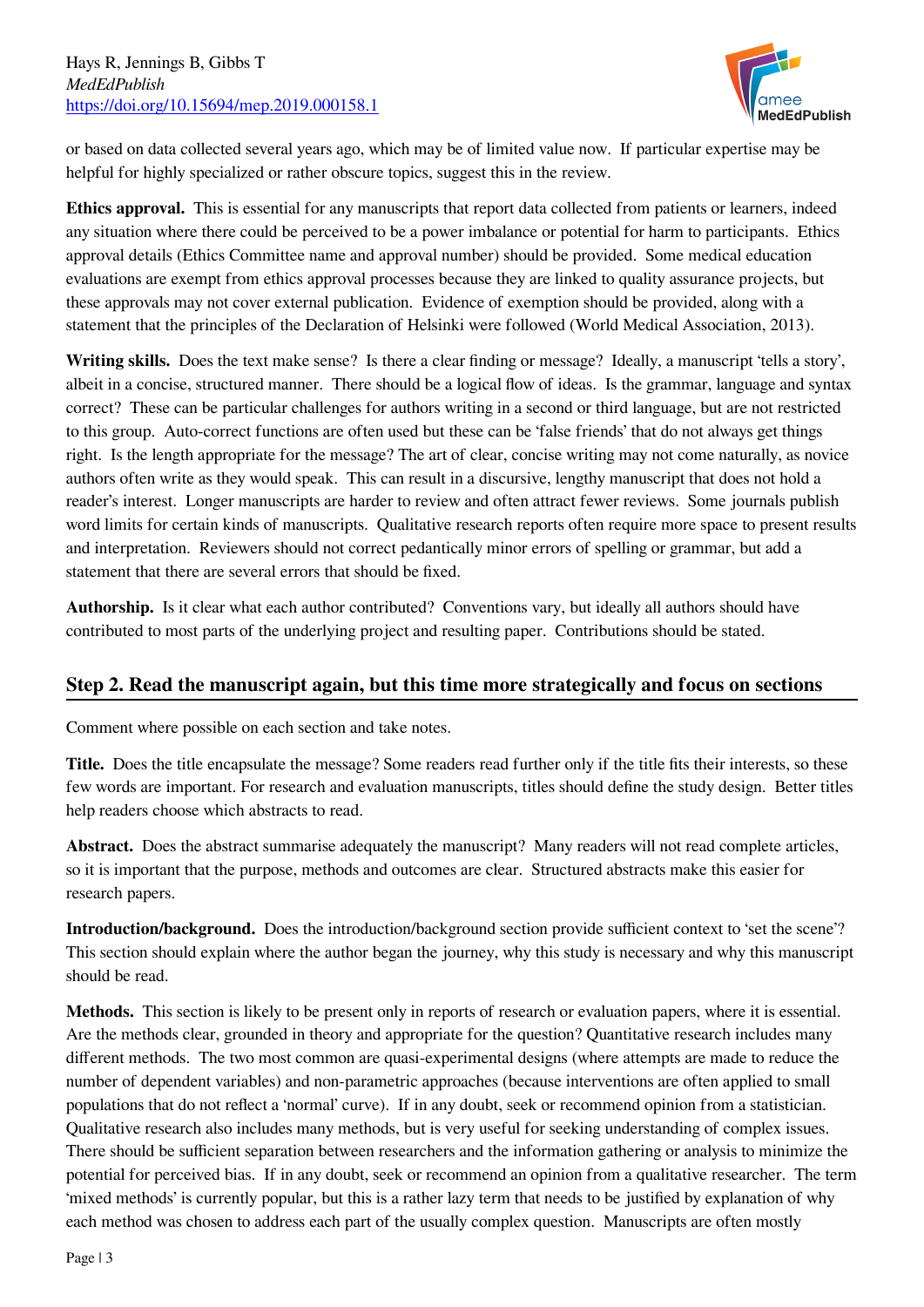or based on data collected several years ago, which may be of limited value now. If particular expertise may be helpful for highly specialized or rather obscure topics, suggest this in the review.

**Ethics approval.** This is essential for any manuscripts that report data collected from patients or learners, indeed any situation where there could be perceived to be a power imbalance or potential for harm to participants. Ethics approval details (Ethics Committee name and approval number) should be provided. Some medical education evaluations are exempt from ethics approval processes because they are linked to quality assurance projects, but these approvals may not cover external publication. Evidence of exemption should be provided, along with a statement that the principles of the Declaration of Helsinki were followed (World Medical Association, 2013).

**Writing skills.** Does the text make sense? Is there a clear finding or message? Ideally, a manuscript 'tells a story', albeit in a concise, structured manner. There should be a logical flow of ideas. Is the grammar, language and syntax correct? These can be particular challenges for authors writing in a second or third language, but are not restricted to this group. Auto-correct functions are often used but these can be 'false friends' that do not always get things right. Is the length appropriate for the message? The art of clear, concise writing may not come naturally, as novice authors often write as they would speak. This can result in a discursive, lengthy manuscript that does not hold a reader's interest. Longer manuscripts are harder to review and often attract fewer reviews. Some journals publish word limits for certain kinds of manuscripts. Qualitative research reports often require more space to present results and interpretation. Reviewers should not correct pedantically minor errors of spelling or grammar, but add a statement that there are several errors that should be fixed.

**Authorship.** Is it clear what each author contributed? Conventions vary, but ideally all authors should have contributed to most parts of the underlying project and resulting paper. Contributions should be stated.

## Step 2. Read the manuscript again, but this time more strategically and focus on sections

Comment where possible on each section and take notes.

**Title.** Does the title encapsulate the message? Some readers read further only if the title fits their interests, so these few words are important. For research and evaluation manuscripts, titles should define the study design. Better titles help readers choose which abstracts to read.

**Abstract.** Does the abstract summarise adequately the manuscript? Many readers will not read complete articles, so it is important that the purpose, methods and outcomes are clear. Structured abstracts make this easier for research papers.

**Introduction/background.** Does the introduction/background section provide sufficient context to 'set the scene'? This section should explain where the author began the journey, why this study is necessary and why this manuscript should be read.

**Methods.** This section is likely to be present only in reports of research or evaluation papers, where it is essential. Are the methods clear, grounded in theory and appropriate for the question? Quantitative research includes many different methods. The two most common are quasi-experimental designs (where attempts are made to reduce the number of dependent variables) and non-parametric approaches (because interventions are often applied to small populations that do not reflect a 'normal' curve). If in any doubt, seek or recommend opinion from a statistician. Qualitative research also includes many methods, but is very useful for seeking understanding of complex issues. There should be sufficient separation between researchers and the information gathering or analysis to minimize the potential for perceived bias. If in any doubt, seek or recommend an opinion from a qualitative researcher. The term 'mixed methods' is currently popular, but this is a rather lazy term that needs to be justified by explanation of why each method was chosen to address each part of the usually complex question. Manuscripts are often mostly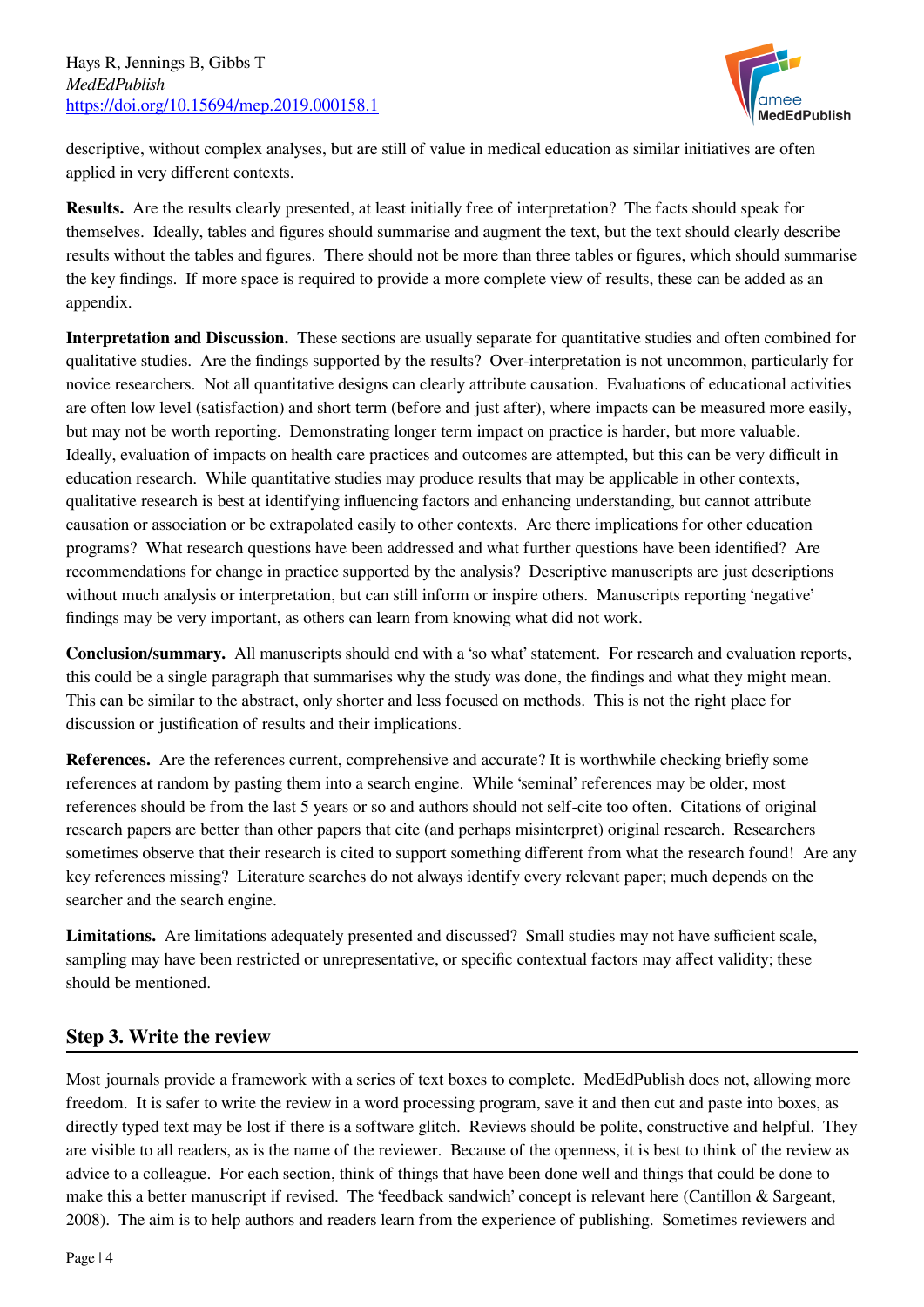descriptive, without complex analyses, but are still of value in medical education as similar initiatives are often applied in very different contexts.

**Results.** Are the results clearly presented, at least initially free of interpretation? The facts should speak for themselves. Ideally, tables and figures should summarise and augment the text, but the text should clearly describe results without the tables and figures. There should not be more than three tables or figures, which should summarise the key findings. If more space is required to provide a more complete view of results, these can be added as an appendix.

**Interpretation and Discussion.** These sections are usually separate for quantitative studies and often combined for qualitative studies. Are the findings supported by the results? Over-interpretation is not uncommon, particularly for novice researchers. Not all quantitative designs can clearly attribute causation. Evaluations of educational activities are often low level (satisfaction) and short term (before and just after), where impacts can be measured more easily, but may not be worth reporting. Demonstrating longer term impact on practice is harder, but more valuable. Ideally, evaluation of impacts on health care practices and outcomes are attempted, but this can be very difficult in education research. While quantitative studies may produce results that may be applicable in other contexts, qualitative research is best at identifying influencing factors and enhancing understanding, but cannot attribute causation or association or be extrapolated easily to other contexts. Are there implications for other education programs? What research questions have been addressed and what further questions have been identified? Are recommendations for change in practice supported by the analysis? Descriptive manuscripts are just descriptions without much analysis or interpretation, but can still inform or inspire others. Manuscripts reporting 'negative' findings may be very important, as others can learn from knowing what did not work.

**Conclusion/summary.** All manuscripts should end with a 'so what' statement. For research and evaluation reports, this could be a single paragraph that summarises why the study was done, the findings and what they might mean. This can be similar to the abstract, only shorter and less focused on methods. This is not the right place for discussion or justification of results and their implications.

**References.** Are the references current, comprehensive and accurate? It is worthwhile checking briefly some references at random by pasting them into a search engine. While 'seminal' references may be older, most references should be from the last 5 years or so and authors should not self-cite too often. Citations of original research papers are better than other papers that cite (and perhaps misinterpret) original research. Researchers sometimes observe that their research is cited to support something different from what the research found! Are any key references missing? Literature searches do not always identify every relevant paper; much depends on the searcher and the search engine.

**Limitations.** Are limitations adequately presented and discussed? Small studies may not have sufficient scale, sampling may have been restricted or unrepresentative, or specific contextual factors may affect validity; these should be mentioned.

## Step 3. Write the review

Most journals provide a framework with a series of text boxes to complete. MedEdPublish does not, allowing more freedom. It is safer to write the review in a word processing program, save it and then cut and paste into boxes, as directly typed text may be lost if there is a software glitch. Reviews should be polite, constructive and helpful. They are visible to all readers, as is the name of the reviewer. Because of the openness, it is best to think of the review as advice to a colleague. For each section, think of things that have been done well and things that could be done to make this a better manuscript if revised. The 'feedback sandwich' concept is relevant here (Cantillon & Sargeant, 2008). The aim is to help authors and readers learn from the experience of publishing. Sometimes reviewers and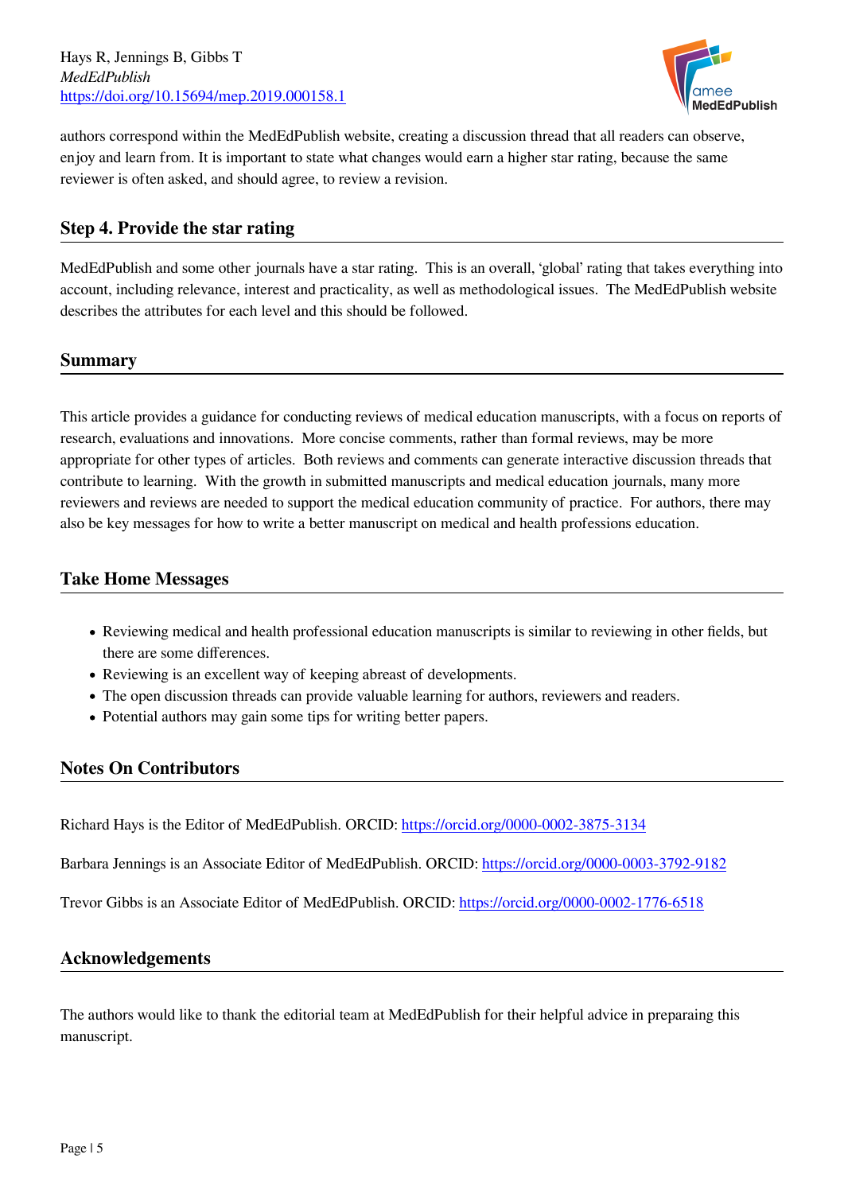authors correspond within the MedEdPublish website, creating a discussion thread that all readers can observe, enjoy and learn from. It is important to state what changes would earn a higher star rating, because the same reviewer is often asked, and should agree, to review a revision.

### Step 4. Provide the star rating

MedEdPublish and some other journals have a star rating. This is an overall, 'global' rating that takes everything into account, including relevance, interest and practicality, as well as methodological issues. The MedEdPublish website describes the attributes for each level and this should be followed.

## Summary

This article provides a guidance for conducting reviews of medical education manuscripts, with a focus on reports of research, evaluations and innovations. More concise comments, rather than formal reviews, may be more appropriate for other types of articles. Both reviews and comments can generate interactive discussion threads that contribute to learning. With the growth in submitted manuscripts and medical education journals, many more reviewers and reviews are needed to support the medical education community of practice. For authors, there may also be key messages for how to write a better manuscript on medical and health professions education.

## Take Home Messages

- Reviewing medical and health professional education manuscripts is similar to reviewing in other fields, but there are some differences.
- Reviewing is an excellent way of keeping abreast of developments.
- The open discussion threads can provide valuable learning for authors, reviewers and readers.
- Potential authors may gain some tips for writing better papers.

## Notes On Contributors

Richard Hays is the Editor of MedEdPublish. ORCID: https://orcid.org/0000-0002-3875-3134

Barbara Jennings is an Associate Editor of MedEdPublish. ORCID: https://orcid.org/0000-0003-3792-9182

Trevor Gibbs is an Associate Editor of MedEdPublish. ORCID: https://orcid.org/0000-0002-1776-6518

## Acknowledgements

The authors would like to thank the editorial team at MedEdPublish for their helpful advice in preparaing this manuscript.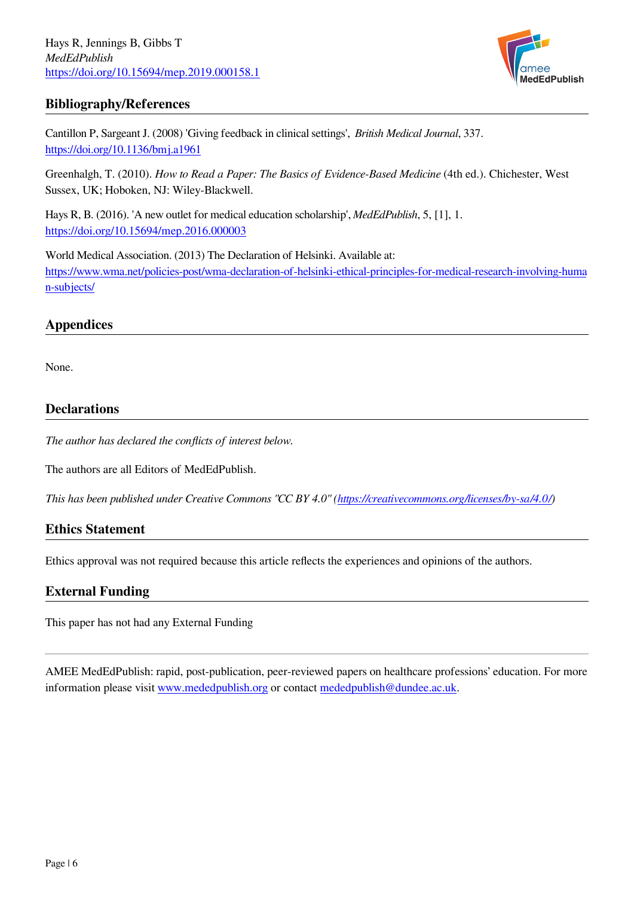## Bibliography/References

Cantillon P, Sargeant J. (2008) 'Giving feedback in clinical settings', *British Medical Journal*, 337. https://doi.org/10.1136/bmj.a1961

Greenhalgh, T. (2010). *How to Read a Paper: The Basics of Evidence-Based Medicine* (4th ed.). Chichester, West Sussex, UK; Hoboken, NJ: Wiley-Blackwell.

Hays R, B. (2016). 'A new outlet for medical education scholarship', *MedEdPublish*, 5, [1], 1. https://doi.org/10.15694/mep.2016.000003

World Medical Association. (2013) The Declaration of Helsinki. Available at: https://www.wma.net/policies-post/wma-declaration-of-helsinki-ethical-principles-for-medical-research-involving-human-subjects/

## Appendices

None.

## Declarations

*The author has declared the conflicts of interest below.*

The authors are all Editors of MedEdPublish.

*This has been published under Creative Commons "CC BY 4.0" (https://creativecommons.org/licenses/by-sa/4.0/)*

## Ethics Statement

Ethics approval was not required because this article reflects the experiences and opinions of the authors.

## External Funding

This paper has not had any External Funding

---

AMEE MedEdPublish: rapid, post-publication, peer-reviewed papers on healthcare professions' education. For more information please visit www.mededpublish.org or contact mededpublish@dundee.ac.uk.